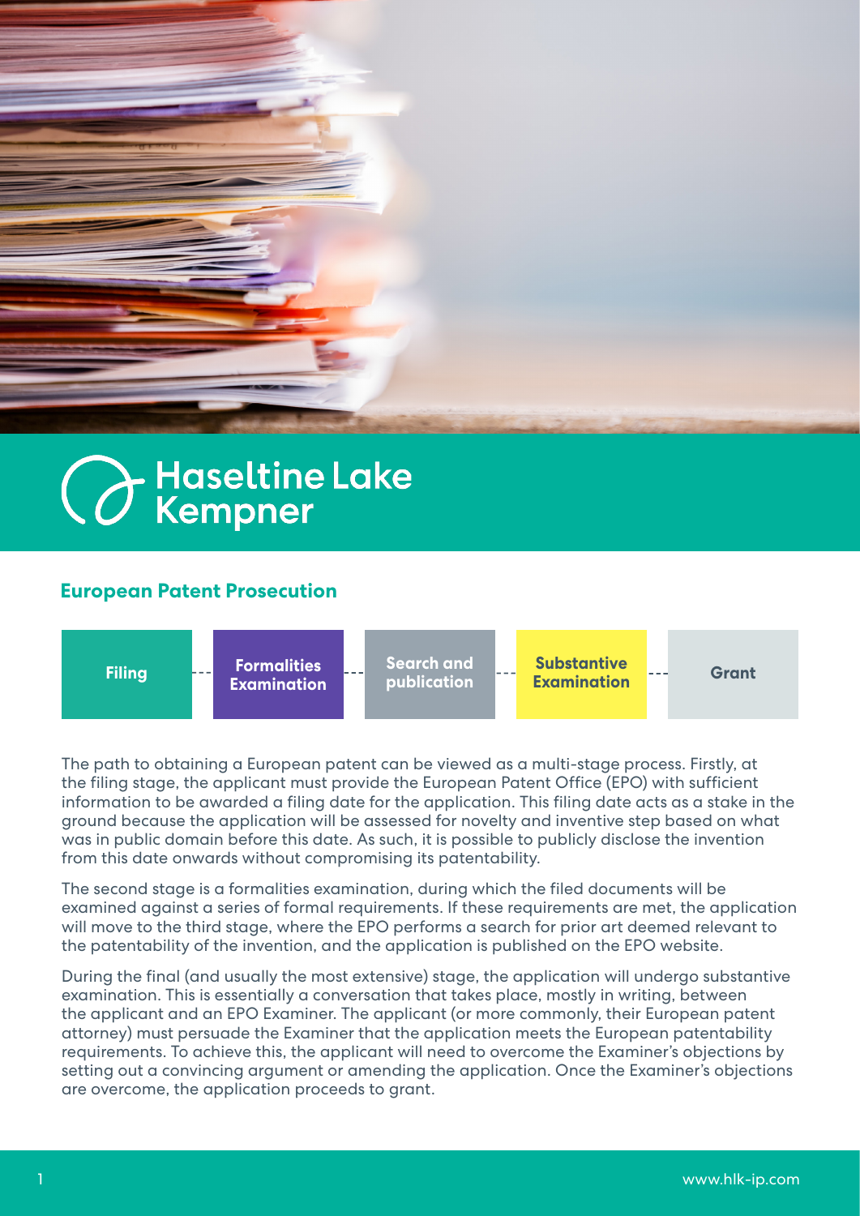# Haseltine Lake Kempner

## European Patent Prosecution

Filing --- Formalities Examination --- Search and publication --- Substantive Examination --- Grant

The path to obtaining a European patent can be viewed as a multi-stage process. Firstly, at the filing stage, the applicant must provide the European Patent Office (EPO) with sufficient information to be awarded a filing date for the application. This filing date acts as a stake in the ground because the application will be assessed for novelty and inventive step based on what was in public domain before this date. As such, it is possible to publicly disclose the invention from this date onwards without compromising its patentability.

The second stage is a formalities examination, during which the filed documents will be examined against a series of formal requirements. If these requirements are met, the application will move to the third stage, where the EPO performs a search for prior art deemed relevant to the patentability of the invention, and the application is published on the EPO website.

During the final (and usually the most extensive) stage, the application will undergo substantive examination. This is essentially a conversation that takes place, mostly in writing, between the applicant and an EPO Examiner. The applicant (or more commonly, their European patent attorney) must persuade the Examiner that the application meets the European patentability requirements. To achieve this, the applicant will need to overcome the Examiner's objections by setting out a convincing argument or amending the application. Once the Examiner's objections are overcome, the application proceeds to grant.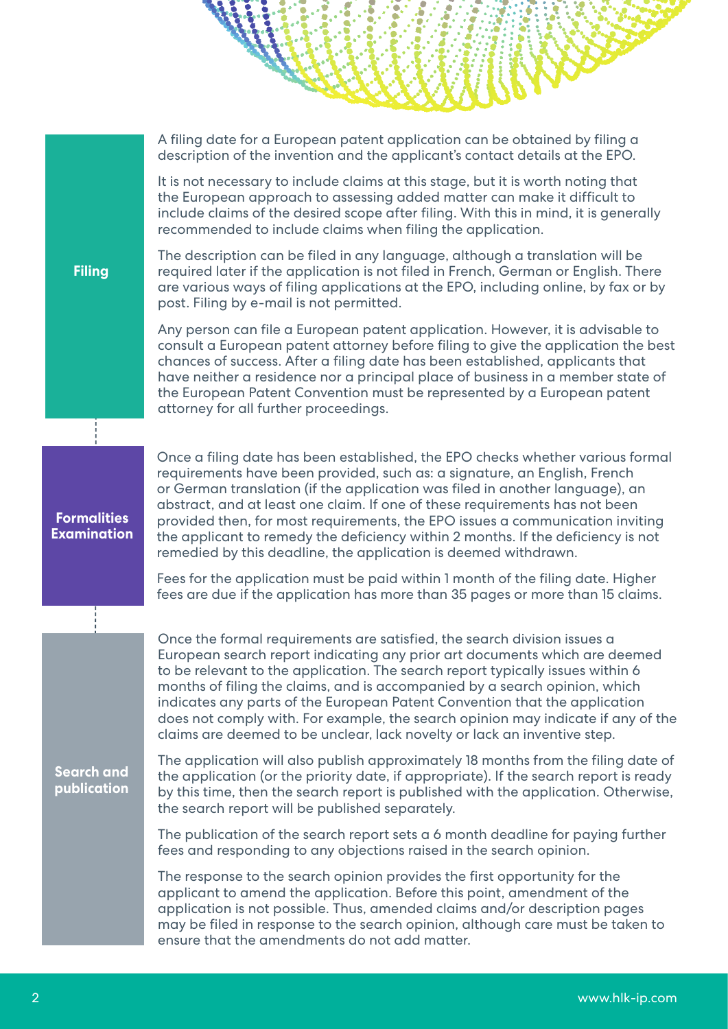## Filing

A filing date for a European patent application can be obtained by filing a description of the invention and the applicant's contact details at the EPO.

It is not necessary to include claims at this stage, but it is worth noting that the European approach to assessing added matter can make it difficult to include claims of the desired scope after filing. With this in mind, it is generally recommended to include claims when filing the application.

The description can be filed in any language, although a translation will be required later if the application is not filed in French, German or English. There are various ways of filing applications at the EPO, including online, by fax or by post. Filing by e-mail is not permitted.

Any person can file a European patent application. However, it is advisable to consult a European patent attorney before filing to give the application the best chances of success. After a filing date has been established, applicants that have neither a residence nor a principal place of business in a member state of the European Patent Convention must be represented by a European patent attorney for all further proceedings.

## Formalities Examination

Once a filing date has been established, the EPO checks whether various formal requirements have been provided, such as: a signature, an English, French or German translation (if the application was filed in another language), an abstract, and at least one claim. If one of these requirements has not been provided then, for most requirements, the EPO issues a communication inviting the applicant to remedy the deficiency within 2 months. If the deficiency is not remedied by this deadline, the application is deemed withdrawn.

Fees for the application must be paid within 1 month of the filing date. Higher fees are due if the application has more than 35 pages or more than 15 claims.

## Search and publication

Once the formal requirements are satisfied, the search division issues a European search report indicating any prior art documents which are deemed to be relevant to the application. The search report typically issues within 6 months of filing the claims, and is accompanied by a search opinion, which indicates any parts of the European Patent Convention that the application does not comply with. For example, the search opinion may indicate if any of the claims are deemed to be unclear, lack novelty or lack an inventive step.

The application will also publish approximately 18 months from the filing date of the application (or the priority date, if appropriate). If the search report is ready by this time, then the search report is published with the application. Otherwise, the search report will be published separately.

The publication of the search report sets a 6 month deadline for paying further fees and responding to any objections raised in the search opinion.

The response to the search opinion provides the first opportunity for the applicant to amend the application. Before this point, amendment of the application is not possible. Thus, amended claims and/or description pages may be filed in response to the search opinion, although care must be taken to ensure that the amendments do not add matter.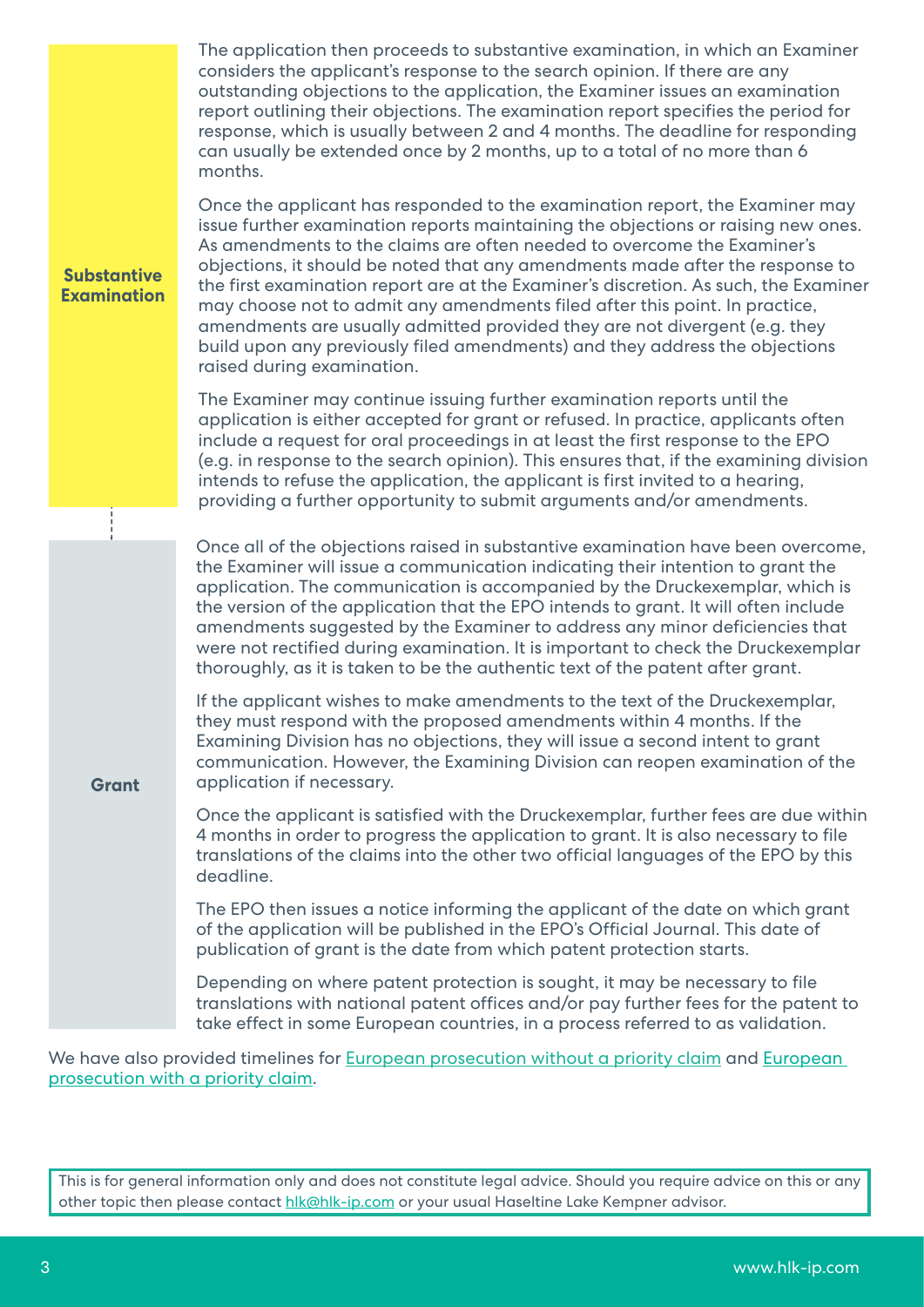## Substantive Examination

The application then proceeds to substantive examination, in which an Examiner considers the applicant's response to the search opinion. If there are any outstanding objections to the application, the Examiner issues an examination report outlining their objections. The examination report specifies the period for response, which is usually between 2 and 4 months. The deadline for responding can usually be extended once by 2 months, up to a total of no more than 6 months.

Once the applicant has responded to the examination report, the Examiner may issue further examination reports maintaining the objections or raising new ones. As amendments to the claims are often needed to overcome the Examiner's objections, it should be noted that any amendments made after the response to the first examination report are at the Examiner's discretion. As such, the Examiner may choose not to admit any amendments filed after this point. In practice, amendments are usually admitted provided they are not divergent (e.g. they build upon any previously filed amendments) and they address the objections raised during examination.

The Examiner may continue issuing further examination reports until the application is either accepted for grant or refused. In practice, applicants often include a request for oral proceedings in at least the first response to the EPO (e.g. in response to the search opinion). This ensures that, if the examining division intends to refuse the application, the applicant is first invited to a hearing, providing a further opportunity to submit arguments and/or amendments.

## Grant

Once all of the objections raised in substantive examination have been overcome, the Examiner will issue a communication indicating their intention to grant the application. The communication is accompanied by the Druckexemplar, which is the version of the application that the EPO intends to grant. It will often include amendments suggested by the Examiner to address any minor deficiencies that were not rectified during examination. It is important to check the Druckexemplar thoroughly, as it is taken to be the authentic text of the patent after grant.

If the applicant wishes to make amendments to the text of the Druckexemplar, they must respond with the proposed amendments within 4 months. If the Examining Division has no objections, they will issue a second intent to grant communication. However, the Examining Division can reopen examination of the application if necessary.

Once the applicant is satisfied with the Druckexemplar, further fees are due within 4 months in order to progress the application to grant. It is also necessary to file translations of the claims into the other two official languages of the EPO by this deadline.

The EPO then issues a notice informing the applicant of the date on which grant of the application will be published in the EPO's Official Journal. This date of publication of grant is the date from which patent protection starts.

Depending on where patent protection is sought, it may be necessary to file translations with national patent offices and/or pay further fees for the patent to take effect in some European countries, in a process referred to as validation.

We have also provided timelines for European prosecution without a priority claim and European prosecution with a priority claim.

This is for general information only and does not constitute legal advice. Should you require advice on this or any other topic then please contact hlk@hlk-ip.com or your usual Haseltine Lake Kempner advisor.

www.hlk-ip.com